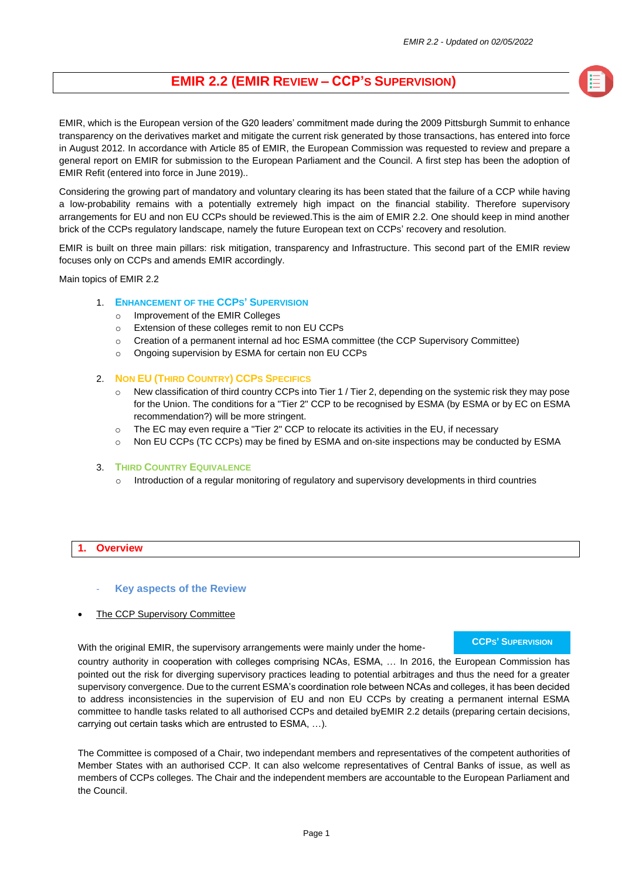# EMIR 2.2 (EMIR Review – CCP's Supervision)

EMIR, which is the European version of the G20 leaders' commitment made during the 2009 Pittsburgh Summit to enhance transparency on the derivatives market and mitigate the current risk generated by those transactions, has entered into force in August 2012. In accordance with Article 85 of EMIR, the European Commission was requested to review and prepare a general report on EMIR for submission to the European Parliament and the Council. A first step has been the adoption of EMIR Refit (entered into force in June 2019)..

Considering the growing part of mandatory and voluntary clearing its has been stated that the failure of a CCP while having a low-probability remains with a potentially extremely high impact on the financial stability. Therefore supervisory arrangements for EU and non EU CCPs should be reviewed.This is the aim of EMIR 2.2. One should keep in mind another brick of the CCPs regulatory landscape, namely the future European text on CCPs' recovery and resolution.

EMIR is built on three main pillars: risk mitigation, transparency and Infrastructure. This second part of the EMIR review focuses only on CCPs and amends EMIR accordingly.

Main topics of EMIR 2.2

1. **Enhancement of the CCPs' Supervision**
   - Improvement of the EMIR Colleges
   - Extension of these colleges remit to non EU CCPs
   - Creation of a permanent internal ad hoc ESMA committee (the CCP Supervisory Committee)
   - Ongoing supervision by ESMA for certain non EU CCPs

2. **Non EU (Third Country) CCPs Specifics**
   - New classification of third country CCPs into Tier 1 / Tier 2, depending on the systemic risk they may pose for the Union. The conditions for a "Tier 2" CCP to be recognised by ESMA (by ESMA or by EC on ESMA recommendation?) will be more stringent.
   - The EC may even require a "Tier 2" CCP to relocate its activities in the EU, if necessary
   - Non EU CCPs (TC CCPs) may be fined by ESMA and on-site inspections may be conducted by ESMA

3. **Third Country Equivalence**
   - Introduction of a regular monitoring of regulatory and supervisory developments in third countries

## 1. Overview

### - Key aspects of the Review

- The CCP Supervisory Committee

**CCPs' Supervision**

With the original EMIR, the supervisory arrangements were mainly under the home-country authority in cooperation with colleges comprising NCAs, ESMA, … In 2016, the European Commission has pointed out the risk for diverging supervisory practices leading to potential arbitrages and thus the need for a greater supervisory convergence. Due to the current ESMA's coordination role between NCAs and colleges, it has been decided to address inconsistencies in the supervision of EU and non EU CCPs by creating a permanent internal ESMA committee to handle tasks related to all authorised CCPs and detailed byEMIR 2.2 details (preparing certain decisions, carrying out certain tasks which are entrusted to ESMA, …).

The Committee is composed of a Chair, two independant members and representatives of the competent authorities of Member States with an authorised CCP. It can also welcome representatives of Central Banks of issue, as well as members of CCPs colleges. The Chair and the independent members are accountable to the European Parliament and the Council.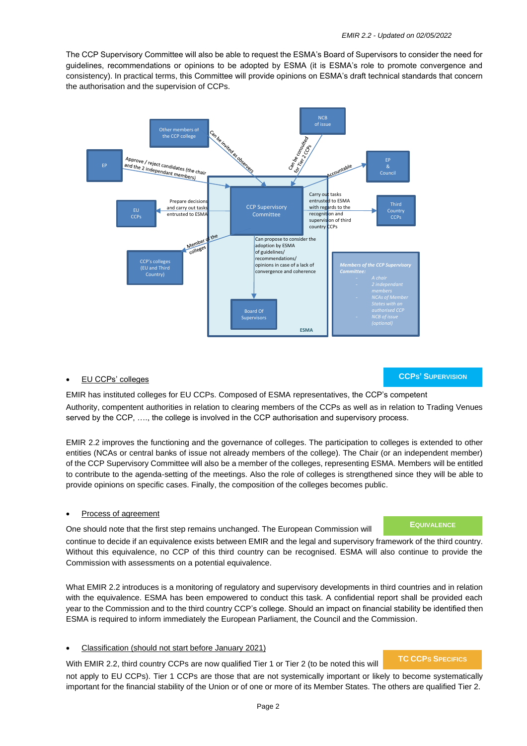The CCP Supervisory Committee will also be able to request the ESMA's Board of Supervisors to consider the need for guidelines, recommendations or opinions to be adopted by ESMA (it is ESMA's role to promote convergence and consistency). In practical terms, this Committee will provide opinions on ESMA's draft technical standards that concern the authorisation and the supervision of CCPs.

- EP → CCP Supervisory Committee: Approve / reject candidates (the chair and the 2 independant members)
- Other members of the CCP college → CCP Supervisory Committee: Can be invited as observers
- NCB of issue → CCP Supervisory Committee: Can be consulted for Tier 2 CCPs
- CCP Supervisory Committee → EP & Council: Accountable
- CCP Supervisory Committee → EU CCPs: Prepare decisions and carry out tasks entrusted to ESMA
- CCP Supervisory Committee → Third Country CCPs: Carry out tasks entrusted to ESMA with regards to the recognition and supervision of third country CCPs
- CCP Supervisory Committee → CCP's colleges (EU and Third Country): Member of the colleges
- CCP Supervisory Committee → Board Of Supervisors: Can propose to consider the adoption by ESMA of guidelines/ recommendations/ opinions in case of a lack of convergence and coherence
- ESMA

*Members of the CCP Supervisory Committee:*

- *A chair*
- *2 independant members*
- *NCAs of Member States with an authorised CCP*
- *NCB of issue (optional)*

**CCPs' Supervision**

- <u>EU CCPs' colleges</u>

EMIR has instituted colleges for EU CCPs. Composed of ESMA representatives, the CCP's competent Authority, competent authorities in relation to clearing members of the CCPs as well as in relation to Trading Venues served by the CCP, …., the college is involved in the CCP authorisation and supervisory process.

EMIR 2.2 improves the functioning and the governance of colleges. The participation to colleges is extended to other entities (NCAs or central banks of issue not already members of the college). The Chair (or an independent member) of the CCP Supervisory Committee will also be a member of the colleges, representing ESMA. Members will be entitled to contribute to the agenda-setting of the meetings. Also the role of colleges is strengthened since they will be able to provide opinions on specific cases. Finally, the composition of the colleges becomes public.

**Equivalence**

- <u>Process of agreement</u>

One should note that the first step remains unchanged. The European Commission will continue to decide if an equivalence exists between EMIR and the legal and supervisory framework of the third country. Without this equivalence, no CCP of this third country can be recognised. ESMA will also continue to provide the Commission with assessments on a potential equivalence.

What EMIR 2.2 introduces is a monitoring of regulatory and supervisory developments in third countries and in relation with the equivalence. ESMA has been empowered to conduct this task. A confidential report shall be provided each year to the Commission and to the third country CCP's college. Should an impact on financial stability be identified then ESMA is required to inform immediately the European Parliament, the Council and the Commission.

**TC CCPs Specifics**

- <u>Classification (should not start before January 2021)</u>

With EMIR 2.2, third country CCPs are now qualified Tier 1 or Tier 2 (to be noted this will not apply to EU CCPs). Tier 1 CCPs are those that are not systemically important or likely to become systematically important for the financial stability of the Union or of one or more of its Member States. The others are qualified Tier 2.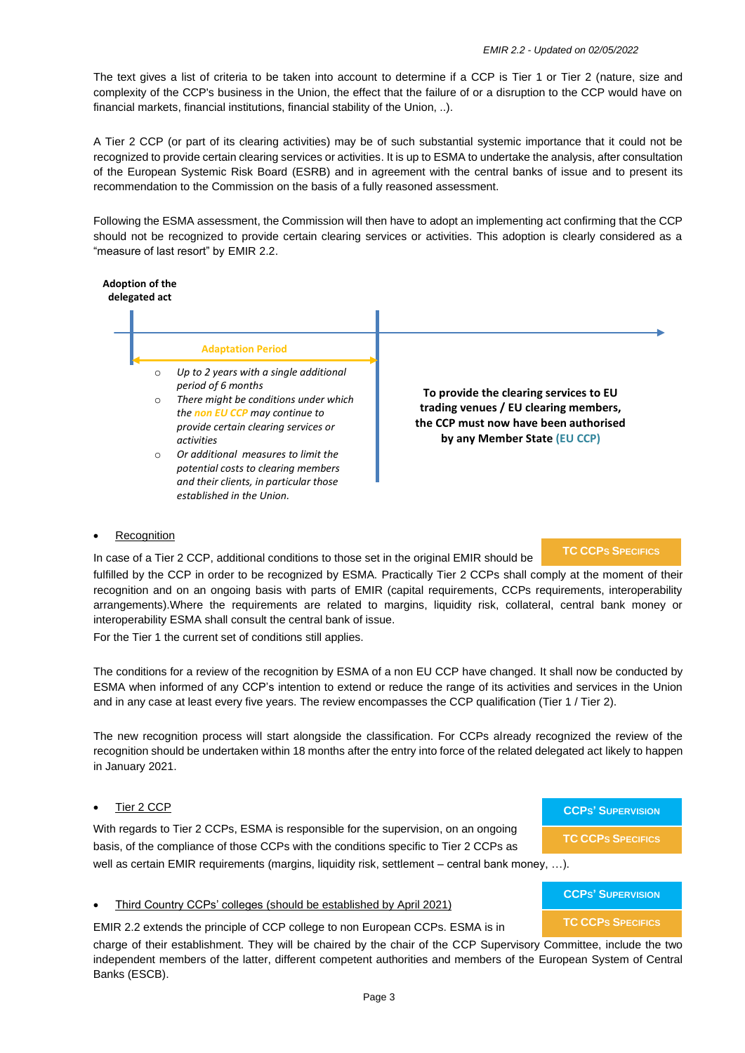The text gives a list of criteria to be taken into account to determine if a CCP is Tier 1 or Tier 2 (nature, size and complexity of the CCP's business in the Union, the effect that the failure of or a disruption to the CCP would have on financial markets, financial institutions, financial stability of the Union, ..).

A Tier 2 CCP (or part of its clearing activities) may be of such substantial systemic importance that it could not be recognized to provide certain clearing services or activities. It is up to ESMA to undertake the analysis, after consultation of the European Systemic Risk Board (ESRB) and in agreement with the central banks of issue and to present its recommendation to the Commission on the basis of a fully reasoned assessment.

Following the ESMA assessment, the Commission will then have to adopt an implementing act confirming that the CCP should not be recognized to provide certain clearing services or activities. This adoption is clearly considered as a "measure of last resort" by EMIR 2.2.

**Adoption of the delegated act**

**Adaptation Period**

- *Up to 2 years with a single additional period of 6 months*
- *There might be conditions under which the non EU CCP may continue to provide certain clearing services or activities*
- *Or additional measures to limit the potential costs to clearing members and their clients, in particular those established in the Union.*

**To provide the clearing services to EU trading venues / EU clearing members, the CCP must now have been authorised by any Member State (EU CCP)**

- Recognition

**TC CCPs Specifics**

In case of a Tier 2 CCP, additional conditions to those set in the original EMIR should be fulfilled by the CCP in order to be recognized by ESMA. Practically Tier 2 CCPs shall comply at the moment of their recognition and on an ongoing basis with parts of EMIR (capital requirements, CCPs requirements, interoperability arrangements).Where the requirements are related to margins, liquidity risk, collateral, central bank money or interoperability ESMA shall consult the central bank of issue.

For the Tier 1 the current set of conditions still applies.

The conditions for a review of the recognition by ESMA of a non EU CCP have changed. It shall now be conducted by ESMA when informed of any CCP's intention to extend or reduce the range of its activities and services in the Union and in any case at least every five years. The review encompasses the CCP qualification (Tier 1 / Tier 2).

The new recognition process will start alongside the classification. For CCPs already recognized the review of the recognition should be undertaken within 18 months after the entry into force of the related delegated act likely to happen in January 2021.

- Tier 2 CCP

**CCPs' Supervision**

**TC CCPs Specifics**

With regards to Tier 2 CCPs, ESMA is responsible for the supervision, on an ongoing basis, of the compliance of those CCPs with the conditions specific to Tier 2 CCPs as well as certain EMIR requirements (margins, liquidity risk, settlement – central bank money, …).

- Third Country CCPs' colleges (should be established by April 2021)

**CCPs' Supervision**

**TC CCPs Specifics**

EMIR 2.2 extends the principle of CCP college to non European CCPs. ESMA is in charge of their establishment. They will be chaired by the chair of the CCP Supervisory Committee, include the two independent members of the latter, different competent authorities and members of the European System of Central Banks (ESCB).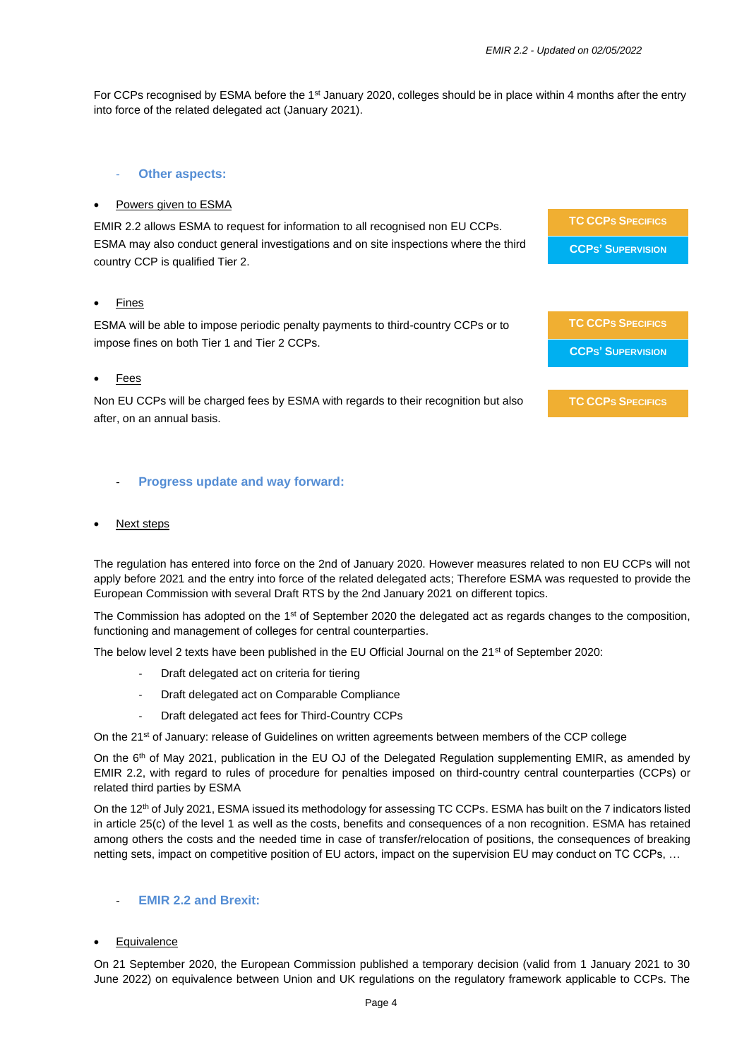For CCPs recognised by ESMA before the 1st January 2020, colleges should be in place within 4 months after the entry into force of the related delegated act (January 2021).

### - Other aspects:

- Powers given to ESMA

EMIR 2.2 allows ESMA to request for information to all recognised non EU CCPs. ESMA may also conduct general investigations and on site inspections where the third country CCP is qualified Tier 2.

**TC CCPs SPECIFICS**

**CCPs' SUPERVISION**

- Fines

ESMA will be able to impose periodic penalty payments to third-country CCPs or to impose fines on both Tier 1 and Tier 2 CCPs.

**TC CCPs SPECIFICS**

**CCPs' SUPERVISION**

- Fees

Non EU CCPs will be charged fees by ESMA with regards to their recognition but also after, on an annual basis.

**TC CCPs SPECIFICS**

### - Progress update and way forward:

- Next steps

The regulation has entered into force on the 2nd of January 2020. However measures related to non EU CCPs will not apply before 2021 and the entry into force of the related delegated acts; Therefore ESMA was requested to provide the European Commission with several Draft RTS by the 2nd January 2021 on different topics.

The Commission has adopted on the 1st of September 2020 the delegated act as regards changes to the composition, functioning and management of colleges for central counterparties.

The below level 2 texts have been published in the EU Official Journal on the 21st of September 2020:

- Draft delegated act on criteria for tiering
- Draft delegated act on Comparable Compliance
- Draft delegated act fees for Third-Country CCPs

On the 21st of January: release of Guidelines on written agreements between members of the CCP college

On the 6th of May 2021, publication in the EU OJ of the Delegated Regulation supplementing EMIR, as amended by EMIR 2.2, with regard to rules of procedure for penalties imposed on third-country central counterparties (CCPs) or related third parties by ESMA

On the 12th of July 2021, ESMA issued its methodology for assessing TC CCPs. ESMA has built on the 7 indicators listed in article 25(c) of the level 1 as well as the costs, benefits and consequences of a non recognition. ESMA has retained among others the costs and the needed time in case of transfer/relocation of positions, the consequences of breaking netting sets, impact on competitive position of EU actors, impact on the supervision EU may conduct on TC CCPs, …

### - EMIR 2.2 and Brexit:

- Equivalence

On 21 September 2020, the European Commission published a temporary decision (valid from 1 January 2021 to 30 June 2022) on equivalence between Union and UK regulations on the regulatory framework applicable to CCPs. The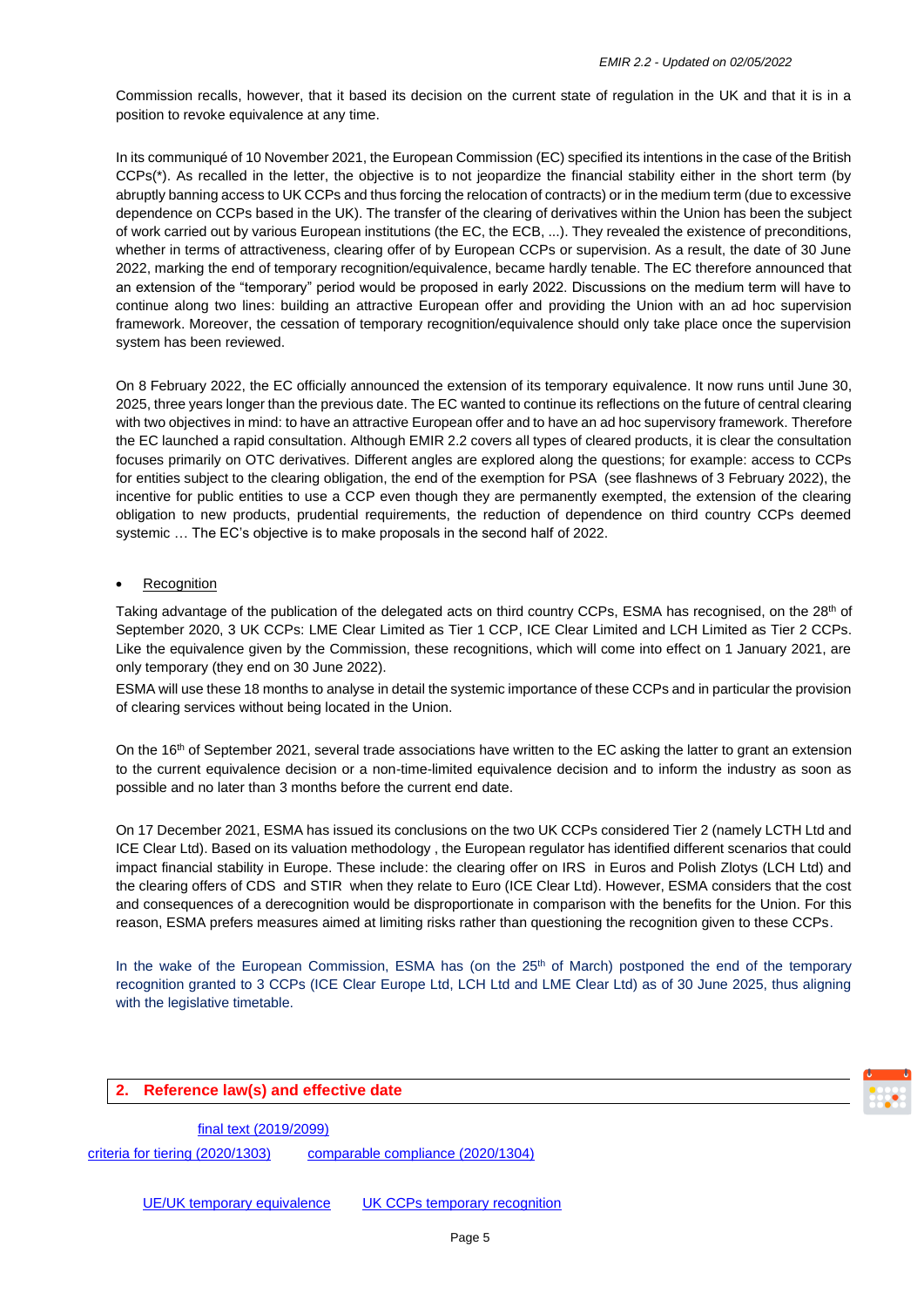Commission recalls, however, that it based its decision on the current state of regulation in the UK and that it is in a position to revoke equivalence at any time.

In its communiqué of 10 November 2021, the European Commission (EC) specified its intentions in the case of the British CCPs(*). As recalled in the letter, the objective is to not jeopardize the financial stability either in the short term (by abruptly banning access to UK CCPs and thus forcing the relocation of contracts) or in the medium term (due to excessive dependence on CCPs based in the UK). The transfer of the clearing of derivatives within the Union has been the subject of work carried out by various European institutions (the EC, the ECB, ...). They revealed the existence of preconditions, whether in terms of attractiveness, clearing offer of by European CCPs or supervision. As a result, the date of 30 June 2022, marking the end of temporary recognition/equivalence, became hardly tenable. The EC therefore announced that an extension of the "temporary" period would be proposed in early 2022. Discussions on the medium term will have to continue along two lines: building an attractive European offer and providing the Union with an ad hoc supervision framework. Moreover, the cessation of temporary recognition/equivalence should only take place once the supervision system has been reviewed.

On 8 February 2022, the EC officially announced the extension of its temporary equivalence. It now runs until June 30, 2025, three years longer than the previous date. The EC wanted to continue its reflections on the future of central clearing with two objectives in mind: to have an attractive European offer and to have an ad hoc supervisory framework. Therefore the EC launched a rapid consultation. Although EMIR 2.2 covers all types of cleared products, it is clear the consultation focuses primarily on OTC derivatives. Different angles are explored along the questions; for example: access to CCPs for entities subject to the clearing obligation, the end of the exemption for PSA (see flashnews of 3 February 2022), the incentive for public entities to use a CCP even though they are permanently exempted, the extension of the clearing obligation to new products, prudential requirements, the reduction of dependence on third country CCPs deemed systemic … The EC's objective is to make proposals in the second half of 2022.

- Recognition

Taking advantage of the publication of the delegated acts on third country CCPs, ESMA has recognised, on the 28th of September 2020, 3 UK CCPs: LME Clear Limited as Tier 1 CCP, ICE Clear Limited and LCH Limited as Tier 2 CCPs. Like the equivalence given by the Commission, these recognitions, which will come into effect on 1 January 2021, are only temporary (they end on 30 June 2022).

ESMA will use these 18 months to analyse in detail the systemic importance of these CCPs and in particular the provision of clearing services without being located in the Union.

On the 16th of September 2021, several trade associations have written to the EC asking the latter to grant an extension to the current equivalence decision or a non-time-limited equivalence decision and to inform the industry as soon as possible and no later than 3 months before the current end date.

On 17 December 2021, ESMA has issued its conclusions on the two UK CCPs considered Tier 2 (namely LCTH Ltd and ICE Clear Ltd). Based on its valuation methodology , the European regulator has identified different scenarios that could impact financial stability in Europe. These include: the clearing offer on IRS in Euros and Polish Zlotys (LCH Ltd) and the clearing offers of CDS and STIR when they relate to Euro (ICE Clear Ltd). However, ESMA considers that the cost and consequences of a derecognition would be disproportionate in comparison with the benefits for the Union. For this reason, ESMA prefers measures aimed at limiting risks rather than questioning the recognition given to these CCPs.

In the wake of the European Commission, ESMA has (on the 25th of March) postponed the end of the temporary recognition granted to 3 CCPs (ICE Clear Europe Ltd, LCH Ltd and LME Clear Ltd) as of 30 June 2025, thus aligning with the legislative timetable.

## 2. Reference law(s) and effective date

final text (2019/2099)

criteria for tiering (2020/1303) comparable compliance (2020/1304)

UE/UK temporary equivalence UK CCPs temporary recognition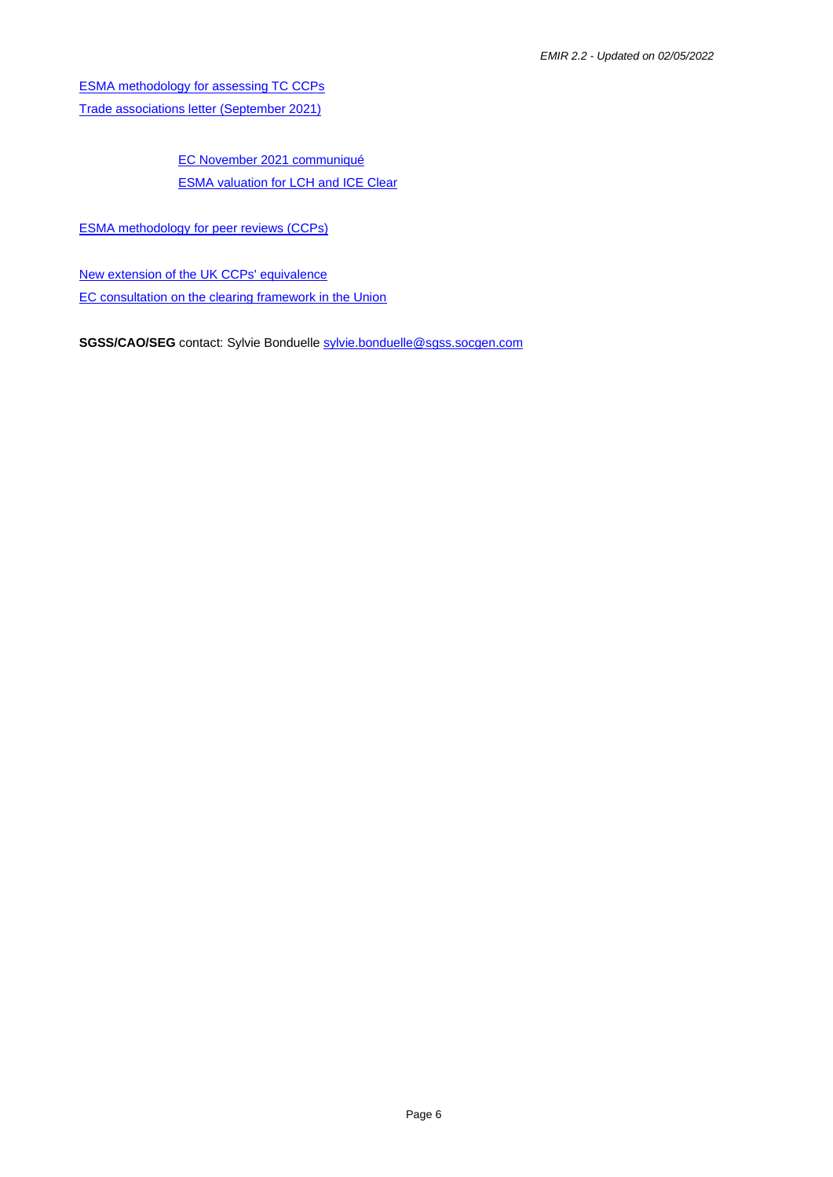[ESMA methodology for assessing TC CCPs]

[Trade associations letter (September 2021)]

[EC November 2021 communiqué]

[ESMA valuation for LCH and ICE Clear]

[ESMA methodology for peer reviews (CCPs)]

[New extension of the UK CCPs' equivalence]

[EC consultation on the clearing framework in the Union]

**SGSS/CAO/SEG** contact: Sylvie Bonduelle sylvie.bonduelle@sgss.socgen.com